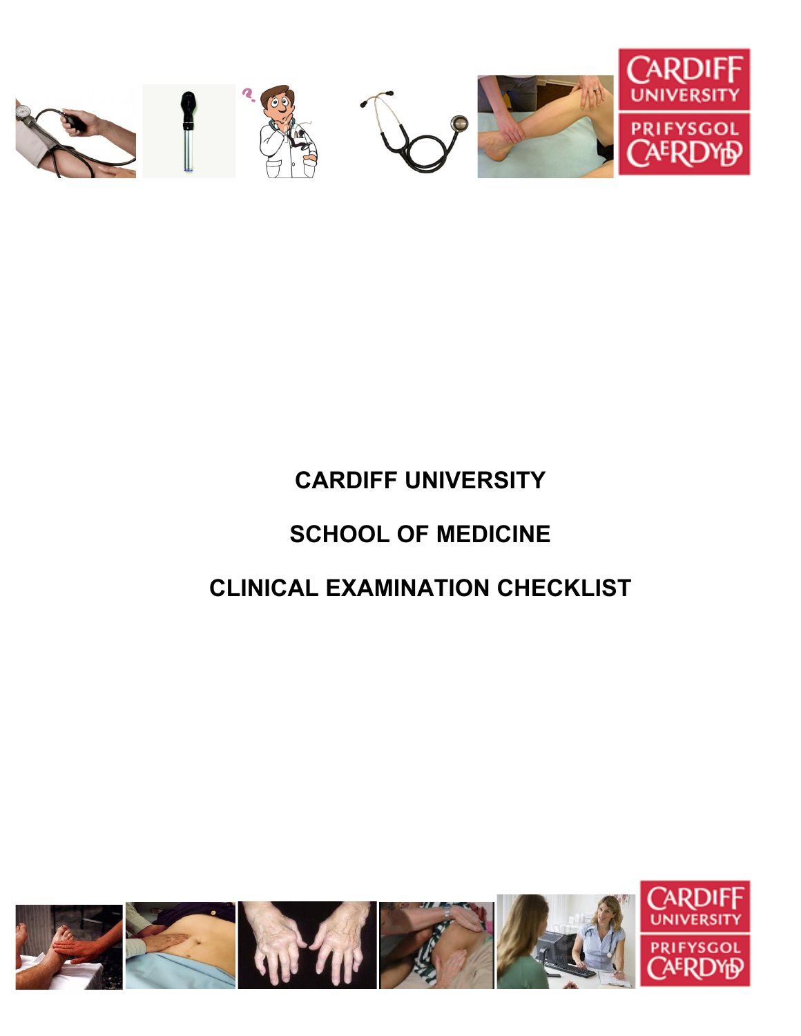# CARDIFF UNIVERSITY

## SCHOOL OF MEDICINE

## CLINICAL EXAMINATION CHECKLIST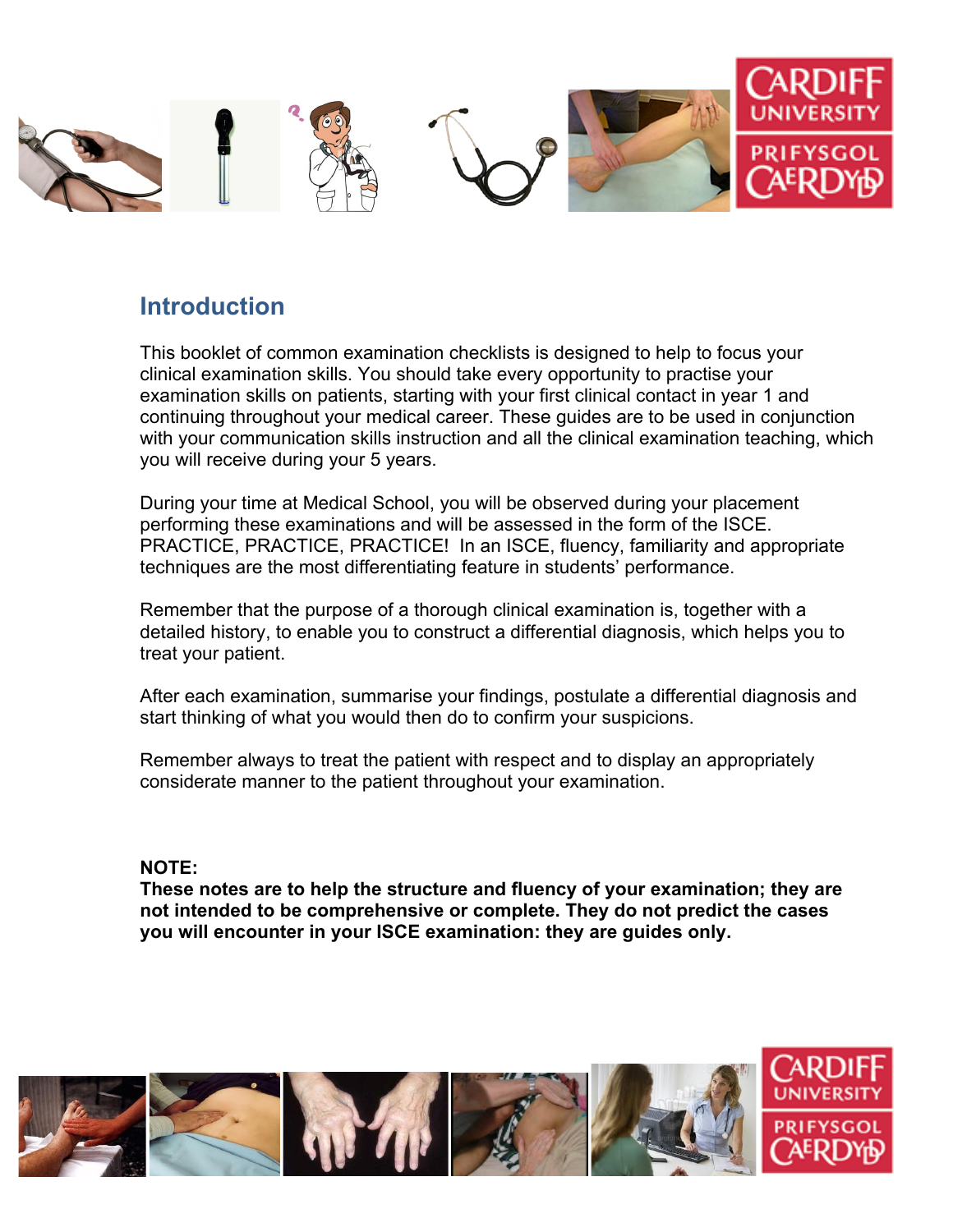## Introduction

This booklet of common examination checklists is designed to help to focus your clinical examination skills. You should take every opportunity to practise your examination skills on patients, starting with your first clinical contact in year 1 and continuing throughout your medical career. These guides are to be used in conjunction with your communication skills instruction and all the clinical examination teaching, which you will receive during your 5 years.

During your time at Medical School, you will be observed during your placement performing these examinations and will be assessed in the form of the ISCE. PRACTICE, PRACTICE, PRACTICE! In an ISCE, fluency, familiarity and appropriate techniques are the most differentiating feature in students' performance.

Remember that the purpose of a thorough clinical examination is, together with a detailed history, to enable you to construct a differential diagnosis, which helps you to treat your patient.

After each examination, summarise your findings, postulate a differential diagnosis and start thinking of what you would then do to confirm your suspicions.

Remember always to treat the patient with respect and to display an appropriately considerate manner to the patient throughout your examination.

**NOTE:**
**These notes are to help the structure and fluency of your examination; they are not intended to be comprehensive or complete. They do not predict the cases you will encounter in your ISCE examination: they are guides only.**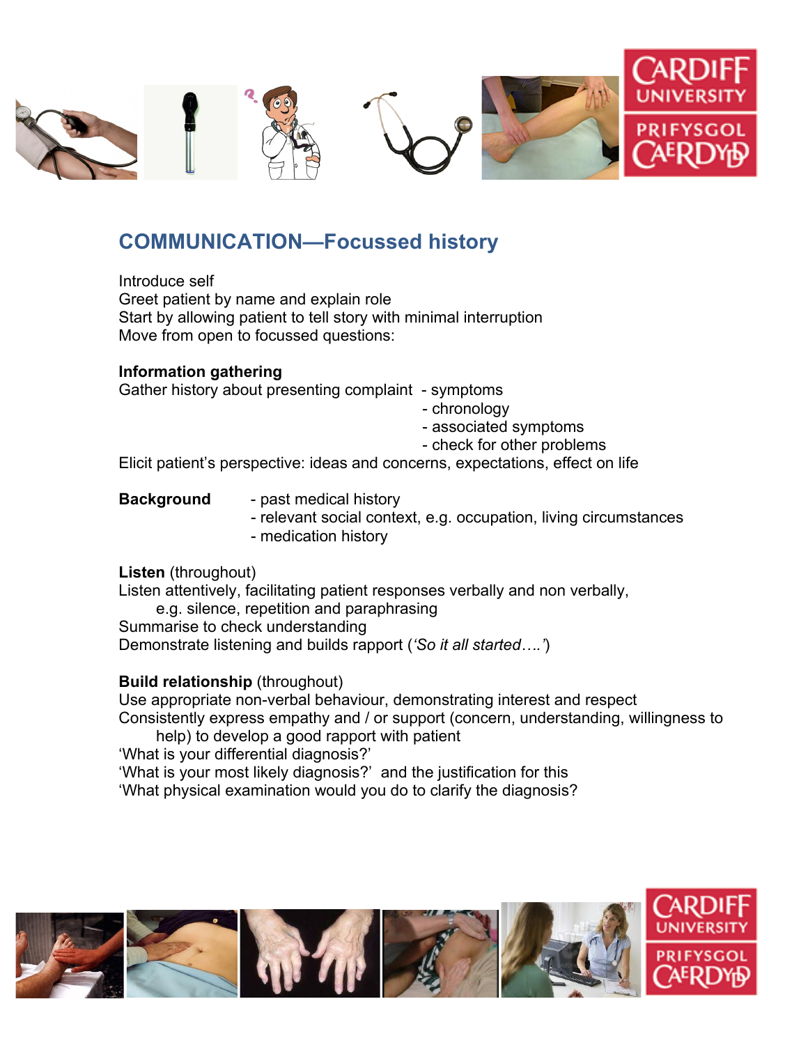## COMMUNICATION—Focussed history

Introduce self
Greet patient by name and explain role
Start by allowing patient to tell story with minimal interruption
Move from open to focussed questions:

**Information gathering**
Gather history about presenting complaint
- symptoms
- chronology
- associated symptoms
- check for other problems

Elicit patient's perspective: ideas and concerns, expectations, effect on life

**Background**
- past medical history
- relevant social context, e.g. occupation, living circumstances
- medication history

**Listen** (throughout)
Listen attentively, facilitating patient responses verbally and non verbally, e.g. silence, repetition and paraphrasing
Summarise to check understanding
Demonstrate listening and builds rapport (*'So it all started….'*)

**Build relationship** (throughout)
Use appropriate non-verbal behaviour, demonstrating interest and respect
Consistently express empathy and / or support (concern, understanding, willingness to help) to develop a good rapport with patient
'What is your differential diagnosis?'
'What is your most likely diagnosis?' and the justification for this
'What physical examination would you do to clarify the diagnosis?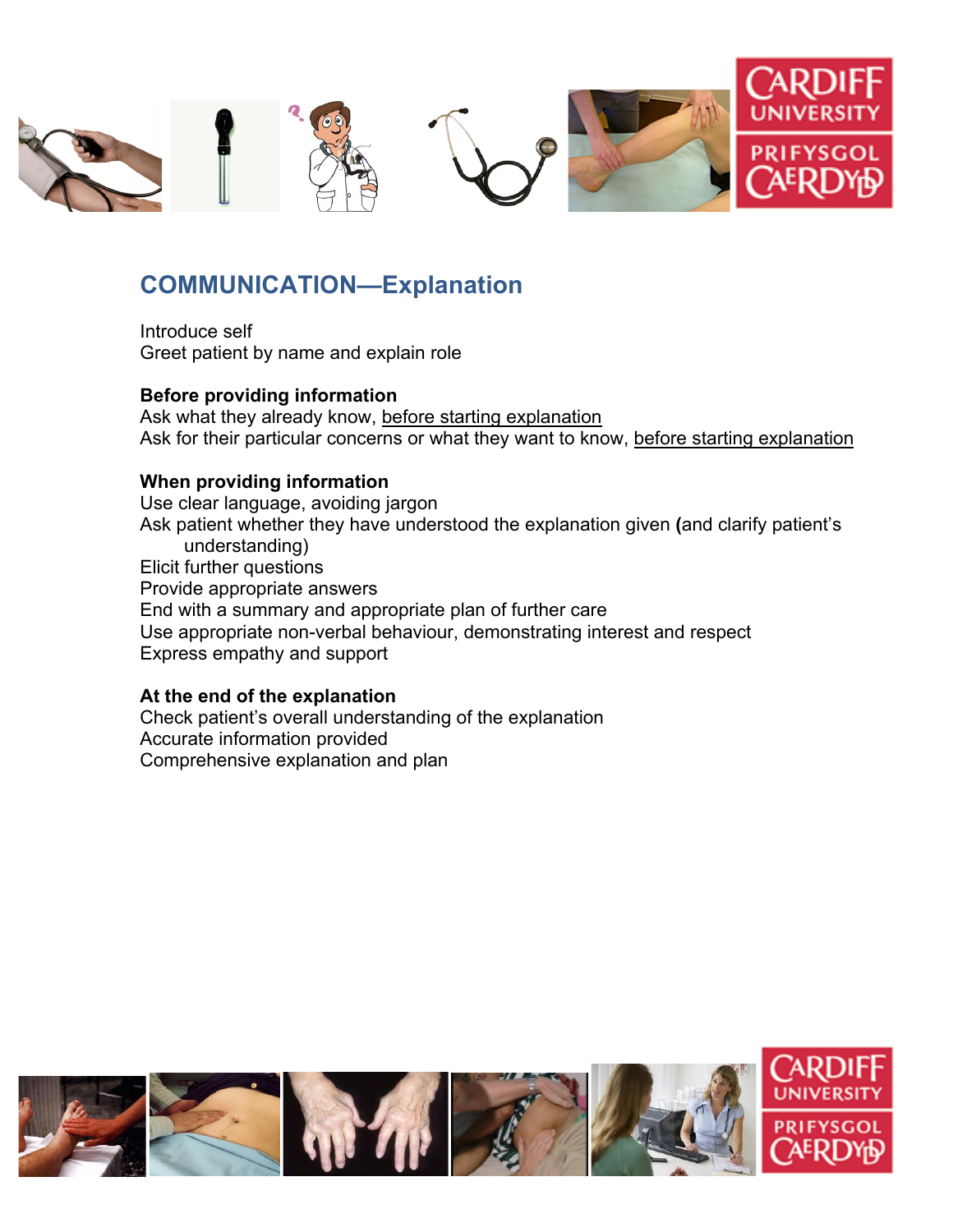## COMMUNICATION—Explanation

Introduce self
Greet patient by name and explain role

**Before providing information**
Ask what they already know, <u>before starting explanation</u>
Ask for their particular concerns or what they want to know, <u>before starting explanation</u>

**When providing information**
Use clear language, avoiding jargon
Ask patient whether they have understood the explanation given **(**and clarify patient's understanding)
Elicit further questions
Provide appropriate answers
End with a summary and appropriate plan of further care
Use appropriate non-verbal behaviour, demonstrating interest and respect
Express empathy and support

**At the end of the explanation**
Check patient's overall understanding of the explanation
Accurate information provided
Comprehensive explanation and plan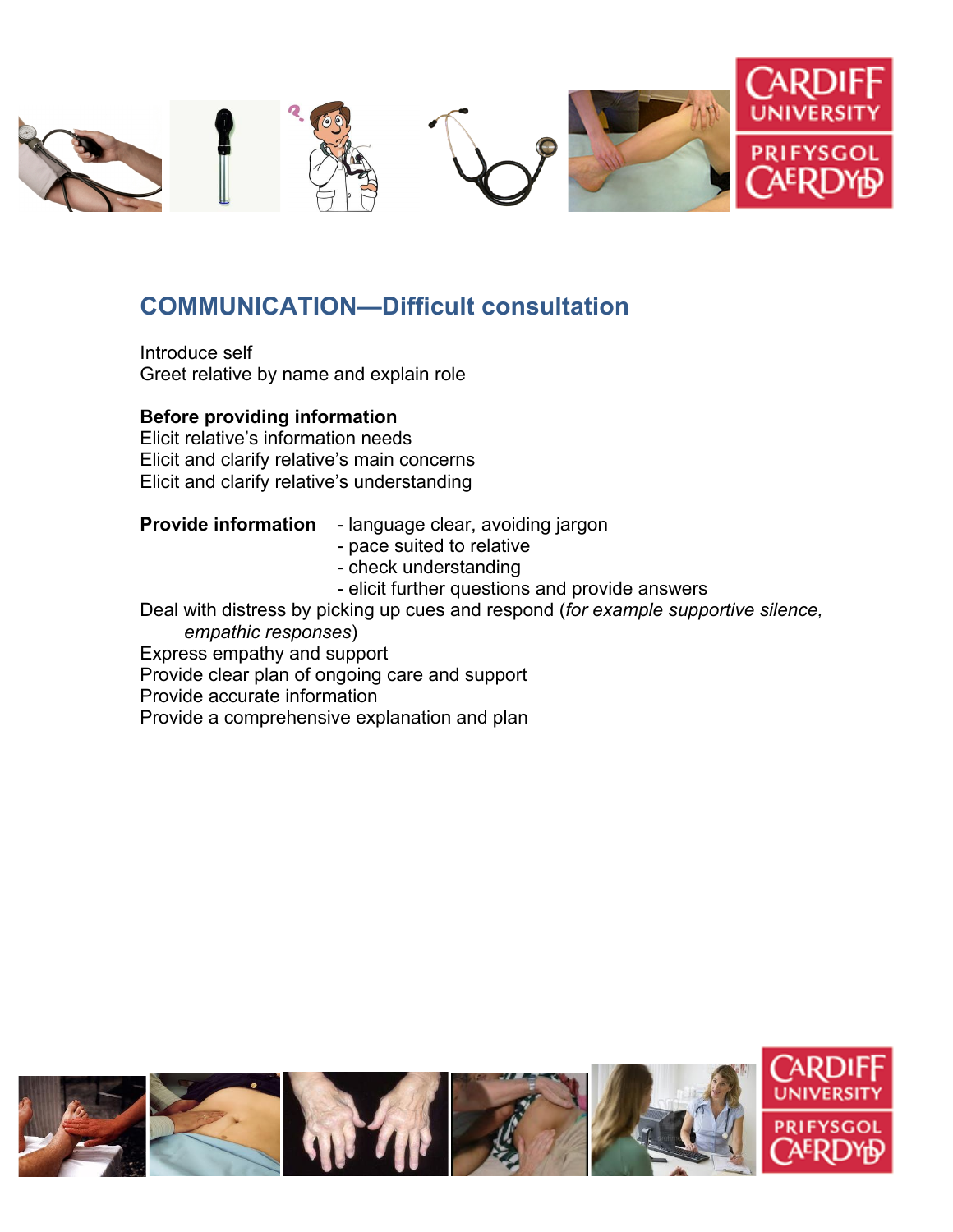## COMMUNICATION—Difficult consultation

Introduce self
Greet relative by name and explain role

**Before providing information**
Elicit relative's information needs
Elicit and clarify relative's main concerns
Elicit and clarify relative's understanding

**Provide information**
- language clear, avoiding jargon
- pace suited to relative
- check understanding
- elicit further questions and provide answers

Deal with distress by picking up cues and respond (*for example supportive silence, empathic responses*)
Express empathy and support
Provide clear plan of ongoing care and support
Provide accurate information
Provide a comprehensive explanation and plan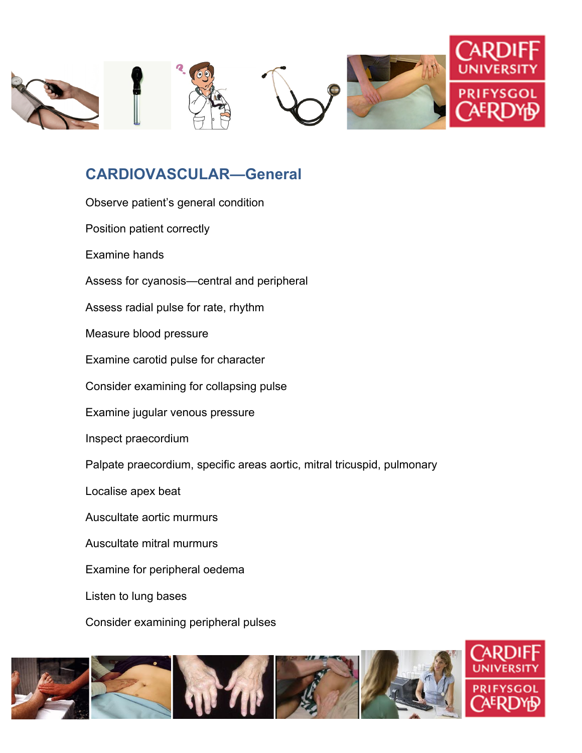## CARDIOVASCULAR—General

Observe patient's general condition

Position patient correctly

Examine hands

Assess for cyanosis—central and peripheral

Assess radial pulse for rate, rhythm

Measure blood pressure

Examine carotid pulse for character

Consider examining for collapsing pulse

Examine jugular venous pressure

Inspect praecordium

Palpate praecordium, specific areas aortic, mitral tricuspid, pulmonary

Localise apex beat

Auscultate aortic murmurs

Auscultate mitral murmurs

Examine for peripheral oedema

Listen to lung bases

Consider examining peripheral pulses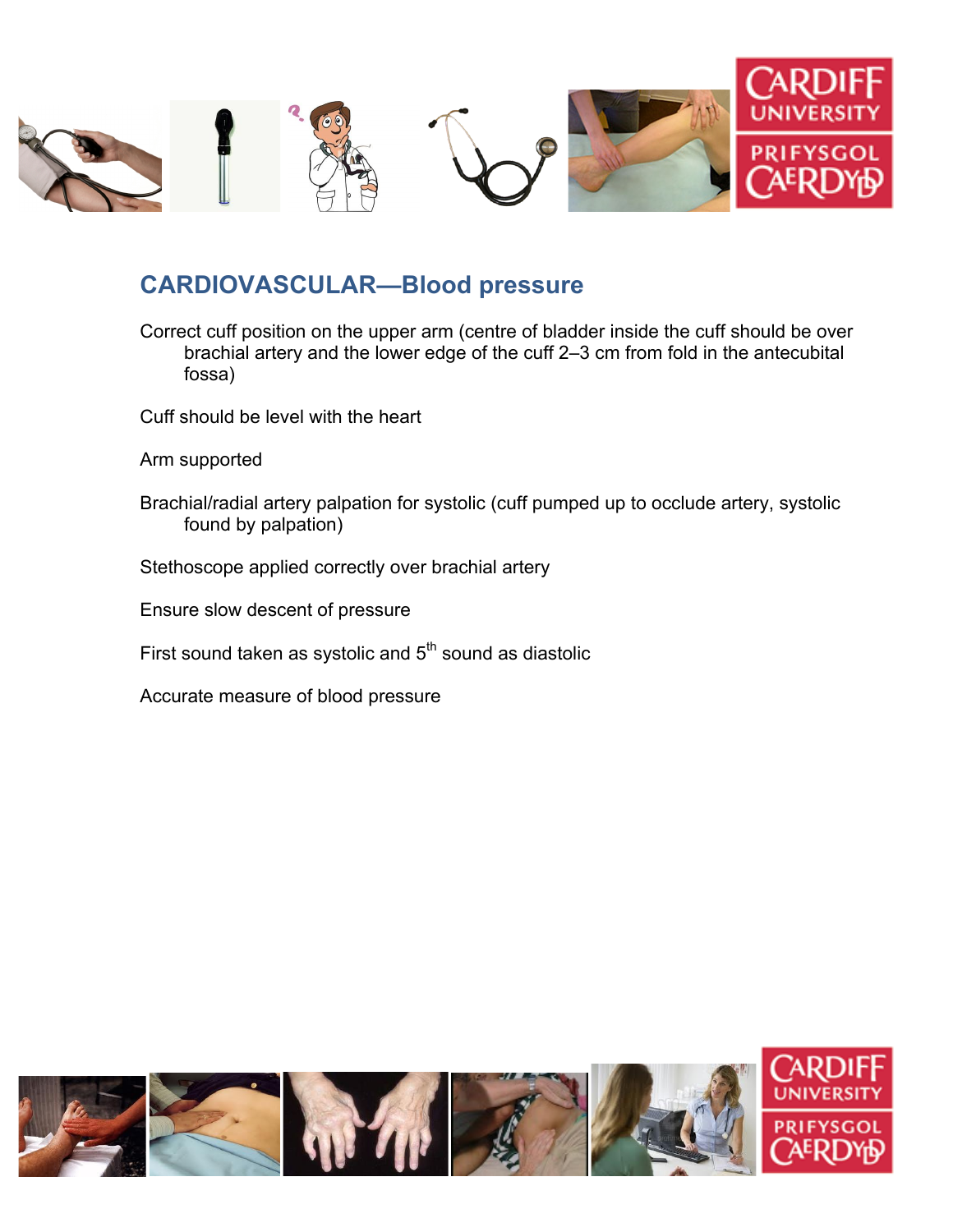## CARDIOVASCULAR—Blood pressure

Correct cuff position on the upper arm (centre of bladder inside the cuff should be over brachial artery and the lower edge of the cuff 2–3 cm from fold in the antecubital fossa)

Cuff should be level with the heart

Arm supported

Brachial/radial artery palpation for systolic (cuff pumped up to occlude artery, systolic found by palpation)

Stethoscope applied correctly over brachial artery

Ensure slow descent of pressure

First sound taken as systolic and 5$^{th}$ sound as diastolic

Accurate measure of blood pressure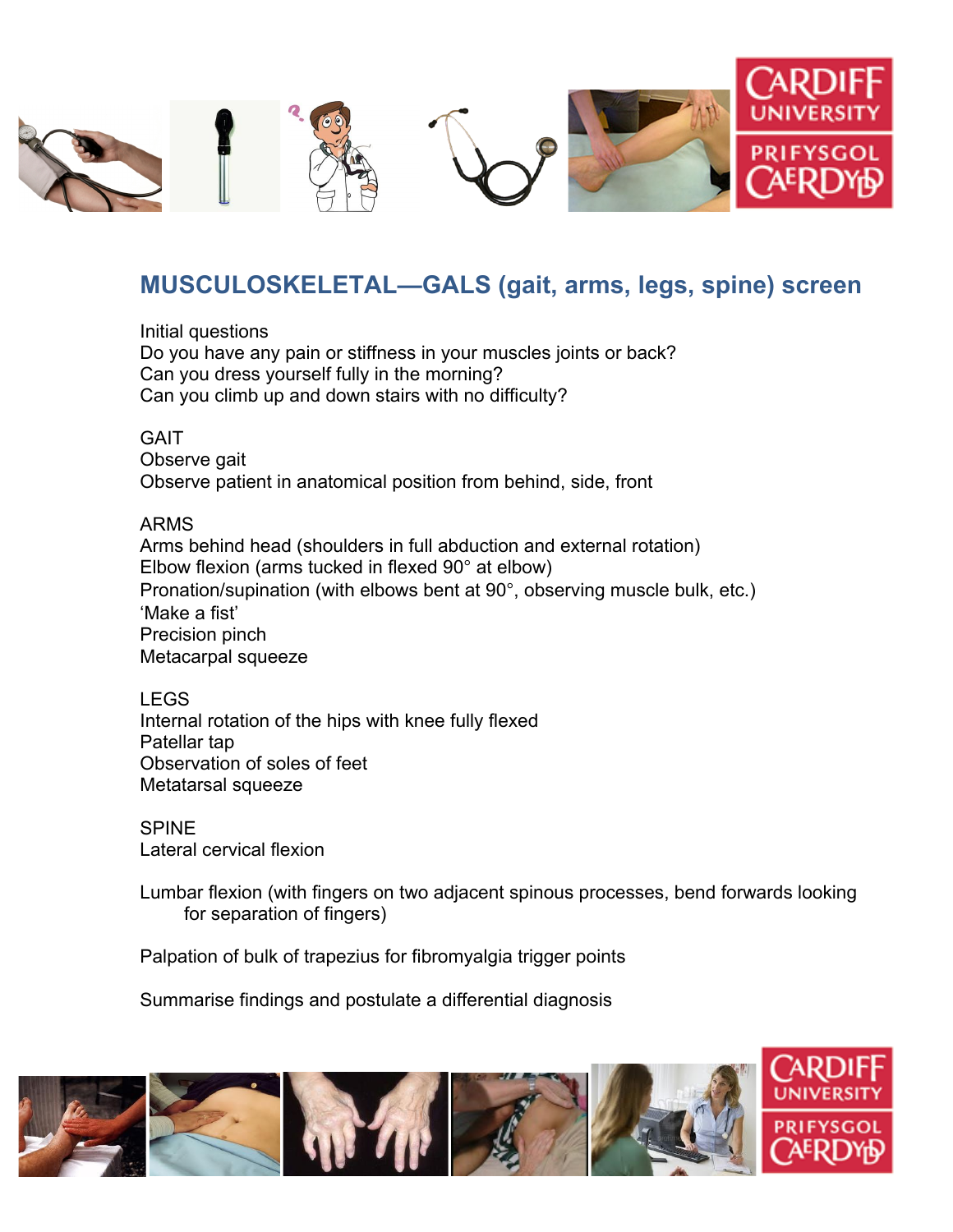## MUSCULOSKELETAL—GALS (gait, arms, legs, spine) screen

Initial questions
Do you have any pain or stiffness in your muscles joints or back?
Can you dress yourself fully in the morning?
Can you climb up and down stairs with no difficulty?

GAIT
Observe gait
Observe patient in anatomical position from behind, side, front

ARMS
Arms behind head (shoulders in full abduction and external rotation)
Elbow flexion (arms tucked in flexed 90° at elbow)
Pronation/supination (with elbows bent at 90°, observing muscle bulk, etc.)
'Make a fist'
Precision pinch
Metacarpal squeeze

LEGS
Internal rotation of the hips with knee fully flexed
Patellar tap
Observation of soles of feet
Metatarsal squeeze

SPINE
Lateral cervical flexion

Lumbar flexion (with fingers on two adjacent spinous processes, bend forwards looking for separation of fingers)

Palpation of bulk of trapezius for fibromyalgia trigger points

Summarise findings and postulate a differential diagnosis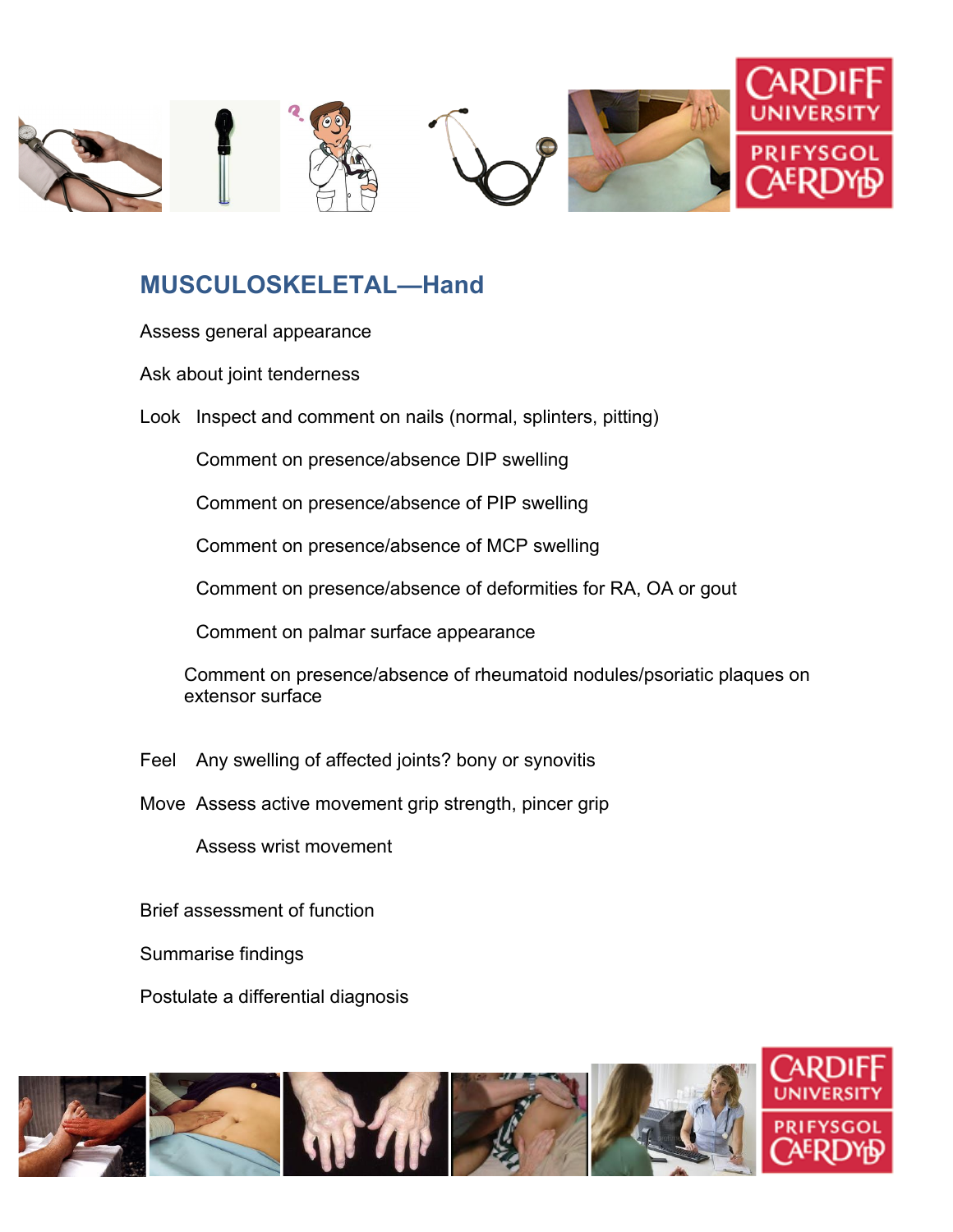# MUSCULOSKELETAL—Hand

Assess general appearance

Ask about joint tenderness

Look Inspect and comment on nails (normal, splinters, pitting)

Comment on presence/absence DIP swelling

Comment on presence/absence of PIP swelling

Comment on presence/absence of MCP swelling

Comment on presence/absence of deformities for RA, OA or gout

Comment on palmar surface appearance

Comment on presence/absence of rheumatoid nodules/psoriatic plaques on extensor surface

Feel Any swelling of affected joints? bony or synovitis

Move Assess active movement grip strength, pincer grip

Assess wrist movement

Brief assessment of function

Summarise findings

Postulate a differential diagnosis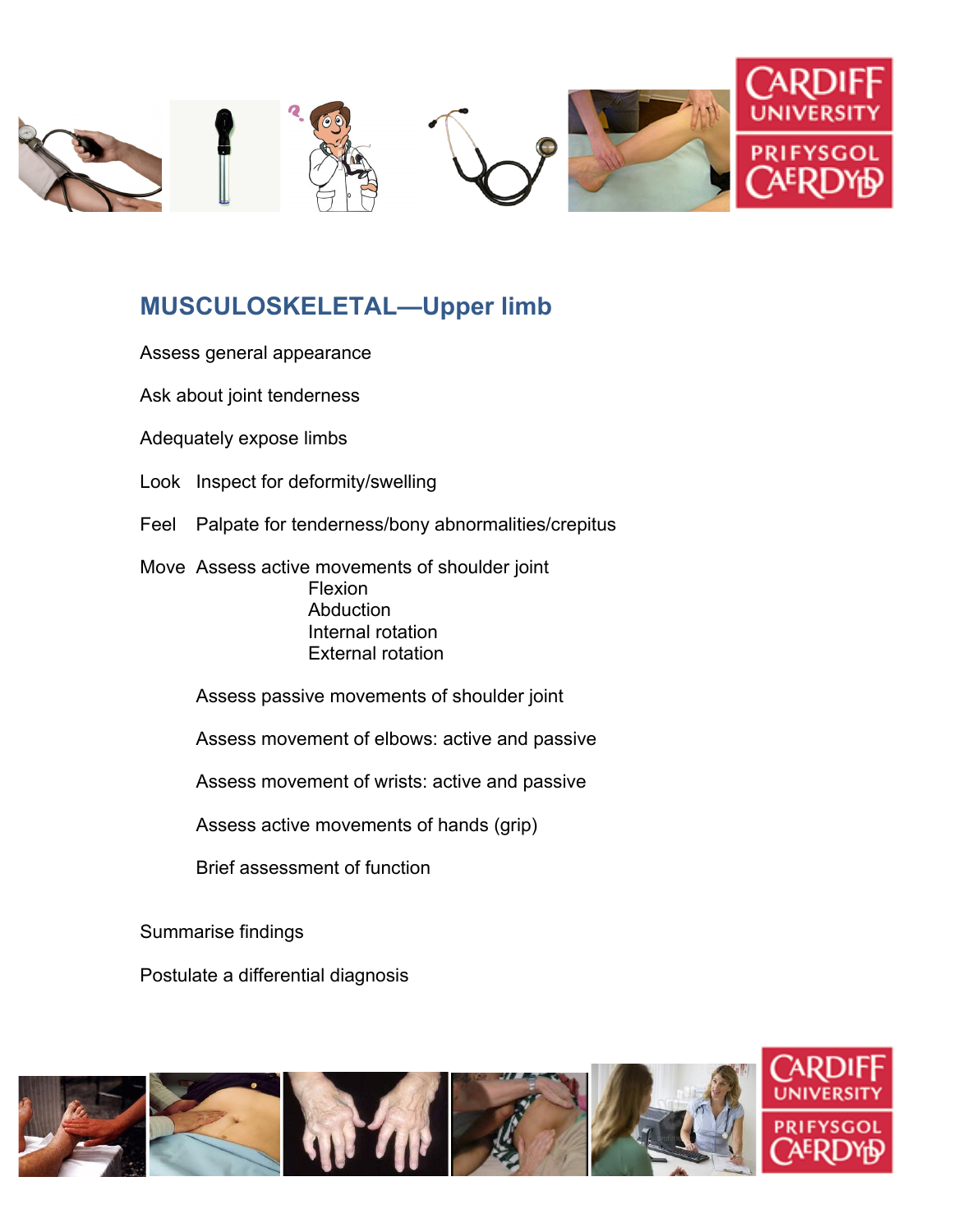## MUSCULOSKELETAL—Upper limb

Assess general appearance

Ask about joint tenderness

Adequately expose limbs

Look Inspect for deformity/swelling

Feel Palpate for tenderness/bony abnormalities/crepitus

Move Assess active movements of shoulder joint
- Flexion
- Abduction
- Internal rotation
- External rotation

Assess passive movements of shoulder joint

Assess movement of elbows: active and passive

Assess movement of wrists: active and passive

Assess active movements of hands (grip)

Brief assessment of function

Summarise findings

Postulate a differential diagnosis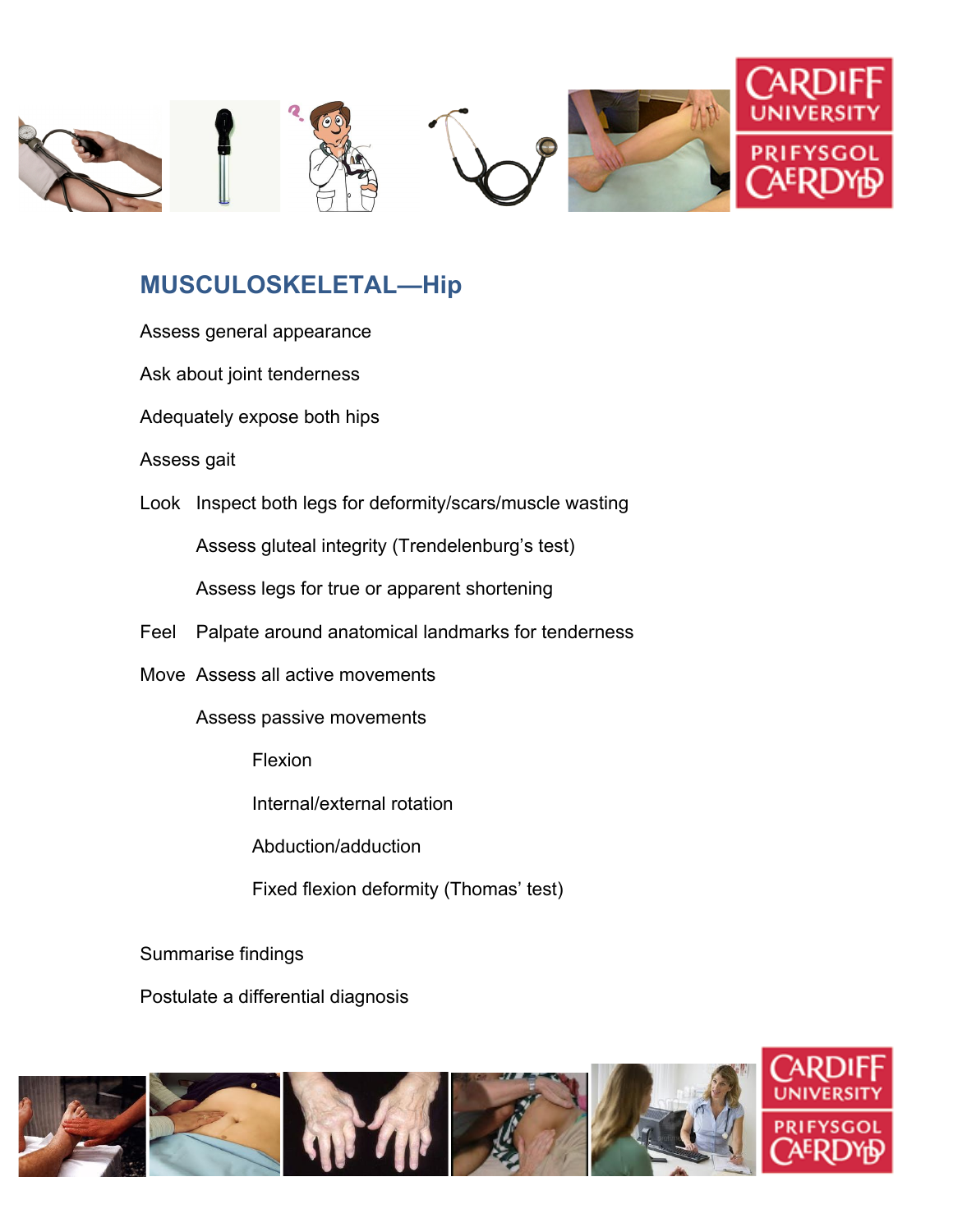## MUSCULOSKELETAL—Hip

Assess general appearance

Ask about joint tenderness

Adequately expose both hips

Assess gait

Look Inspect both legs for deformity/scars/muscle wasting

Assess gluteal integrity (Trendelenburg's test)

Assess legs for true or apparent shortening

Feel Palpate around anatomical landmarks for tenderness

Move Assess all active movements

Assess passive movements

- Flexion
- Internal/external rotation
- Abduction/adduction
- Fixed flexion deformity (Thomas' test)

Summarise findings

Postulate a differential diagnosis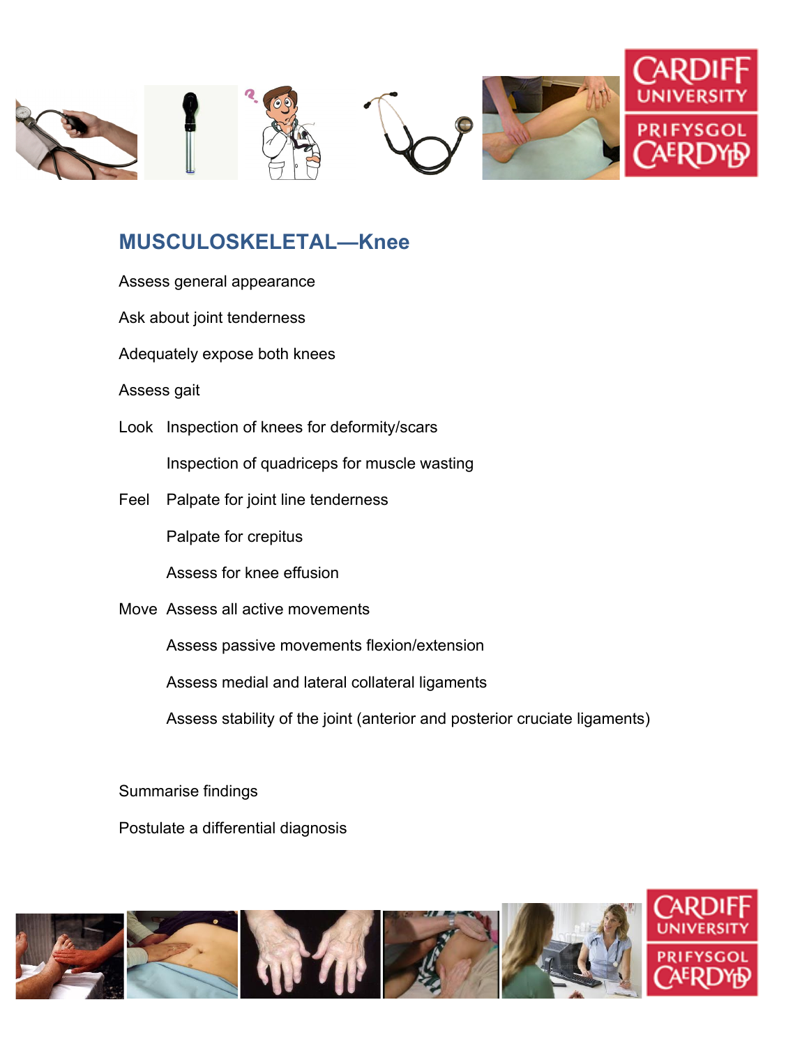## MUSCULOSKELETAL—Knee

Assess general appearance

Ask about joint tenderness

Adequately expose both knees

Assess gait

Look Inspection of knees for deformity/scars

Inspection of quadriceps for muscle wasting

Feel Palpate for joint line tenderness

Palpate for crepitus

Assess for knee effusion

Move Assess all active movements

Assess passive movements flexion/extension

Assess medial and lateral collateral ligaments

Assess stability of the joint (anterior and posterior cruciate ligaments)

Summarise findings

Postulate a differential diagnosis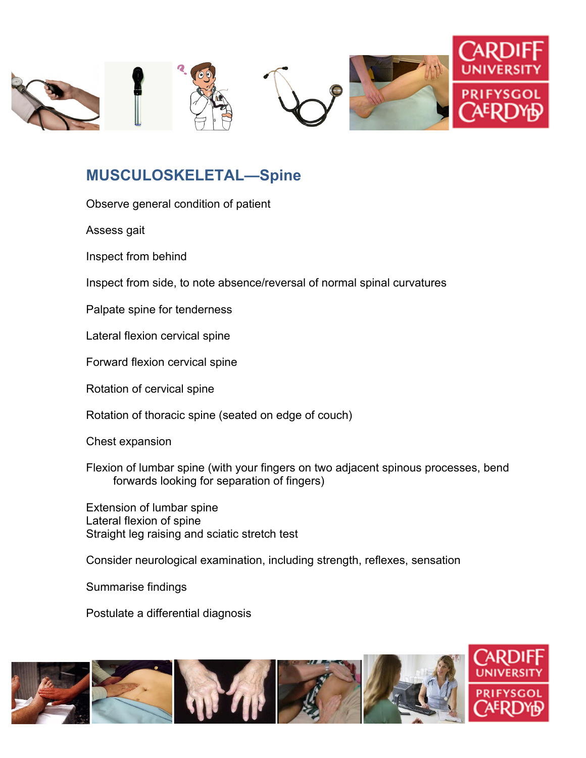## MUSCULOSKELETAL—Spine

Observe general condition of patient

Assess gait

Inspect from behind

Inspect from side, to note absence/reversal of normal spinal curvatures

Palpate spine for tenderness

Lateral flexion cervical spine

Forward flexion cervical spine

Rotation of cervical spine

Rotation of thoracic spine (seated on edge of couch)

Chest expansion

Flexion of lumbar spine (with your fingers on two adjacent spinous processes, bend forwards looking for separation of fingers)

Extension of lumbar spine
Lateral flexion of spine
Straight leg raising and sciatic stretch test

Consider neurological examination, including strength, reflexes, sensation

Summarise findings

Postulate a differential diagnosis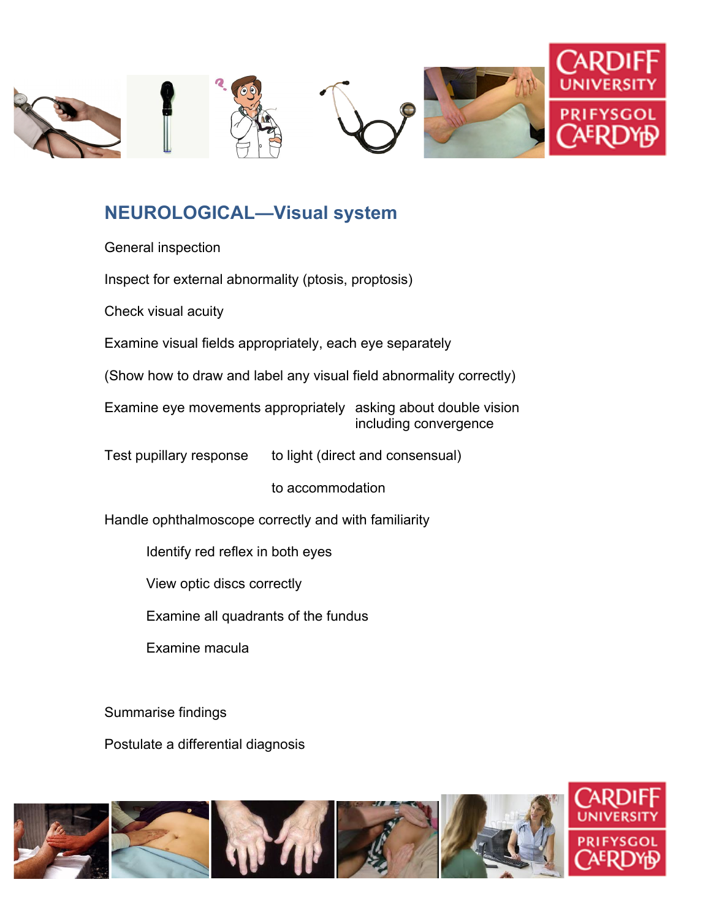## NEUROLOGICAL—Visual system

General inspection

Inspect for external abnormality (ptosis, proptosis)

Check visual acuity

Examine visual fields appropriately, each eye separately

(Show how to draw and label any visual field abnormality correctly)

Examine eye movements appropriately asking about double vision including convergence

Test pupillary response to light (direct and consensual)

to accommodation

Handle ophthalmoscope correctly and with familiarity

- Identify red reflex in both eyes
- View optic discs correctly
- Examine all quadrants of the fundus
- Examine macula

Summarise findings

Postulate a differential diagnosis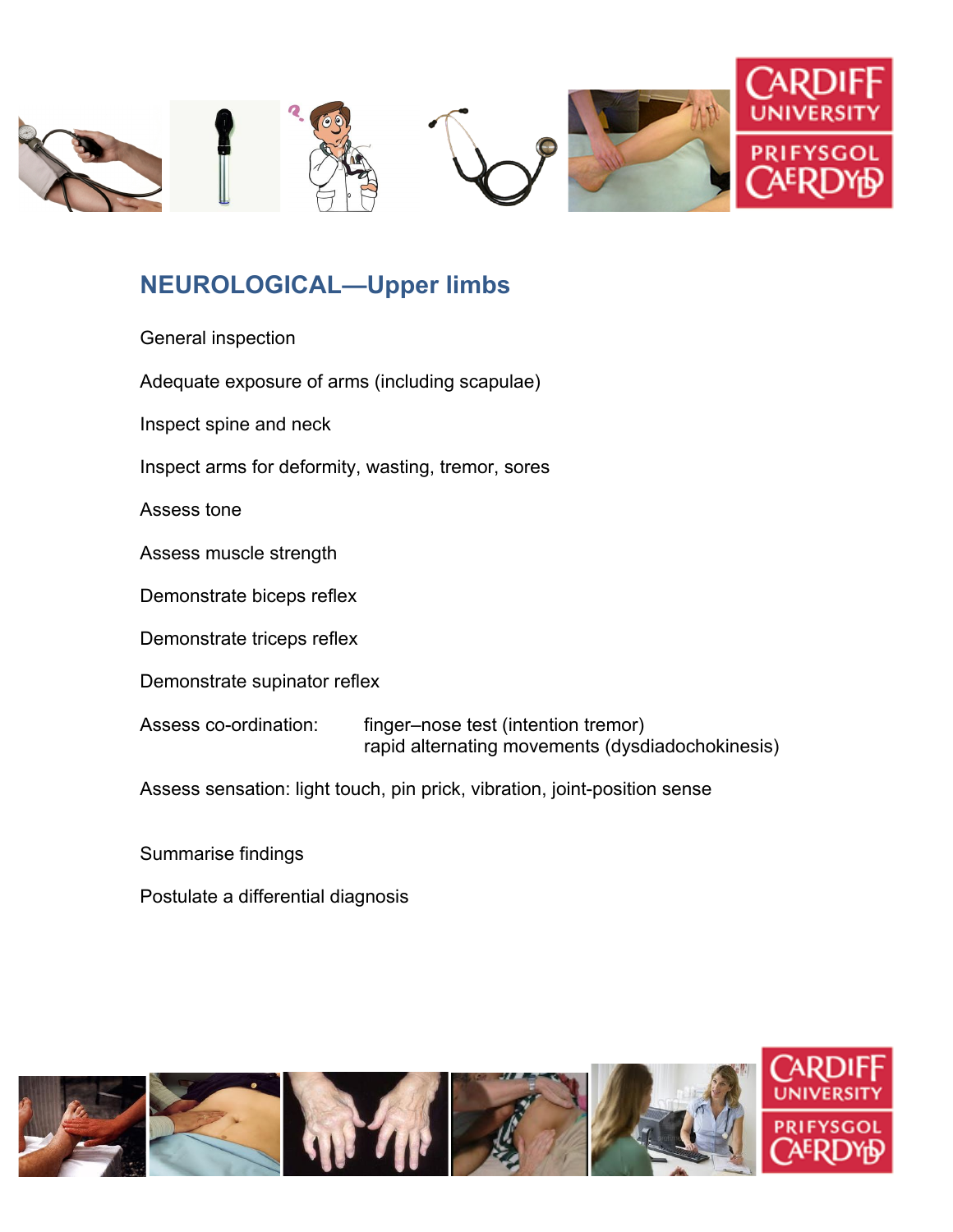## NEUROLOGICAL—Upper limbs

General inspection

Adequate exposure of arms (including scapulae)

Inspect spine and neck

Inspect arms for deformity, wasting, tremor, sores

Assess tone

Assess muscle strength

Demonstrate biceps reflex

Demonstrate triceps reflex

Demonstrate supinator reflex

Assess co-ordination: finger–nose test (intention tremor)
rapid alternating movements (dysdiadochokinesis)

Assess sensation: light touch, pin prick, vibration, joint-position sense

Summarise findings

Postulate a differential diagnosis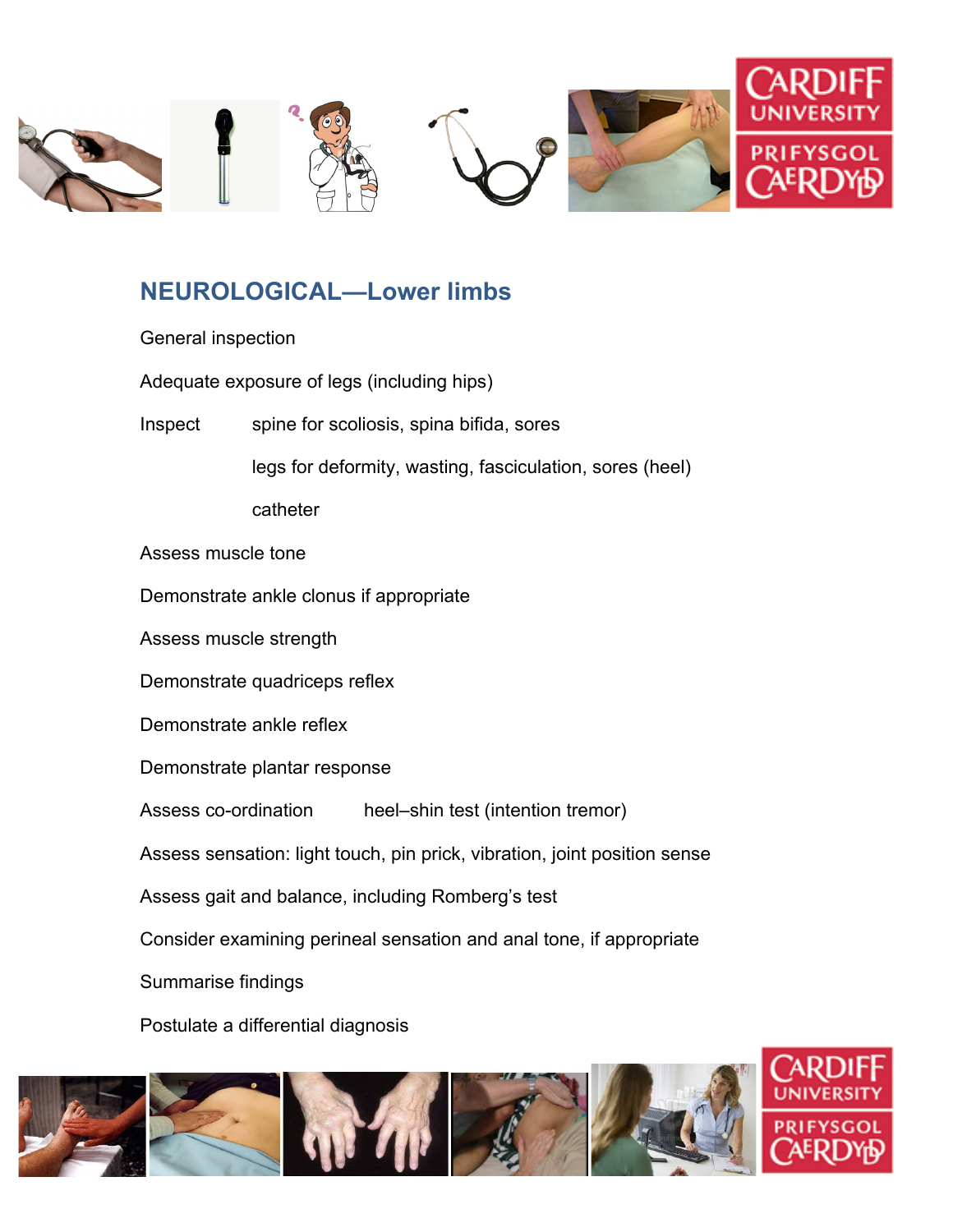## NEUROLOGICAL—Lower limbs

General inspection

Adequate exposure of legs (including hips)

Inspect spine for scoliosis, spina bifida, sores

legs for deformity, wasting, fasciculation, sores (heel)

catheter

Assess muscle tone

Demonstrate ankle clonus if appropriate

Assess muscle strength

Demonstrate quadriceps reflex

Demonstrate ankle reflex

Demonstrate plantar response

Assess co-ordination heel–shin test (intention tremor)

Assess sensation: light touch, pin prick, vibration, joint position sense

Assess gait and balance, including Romberg's test

Consider examining perineal sensation and anal tone, if appropriate

Summarise findings

Postulate a differential diagnosis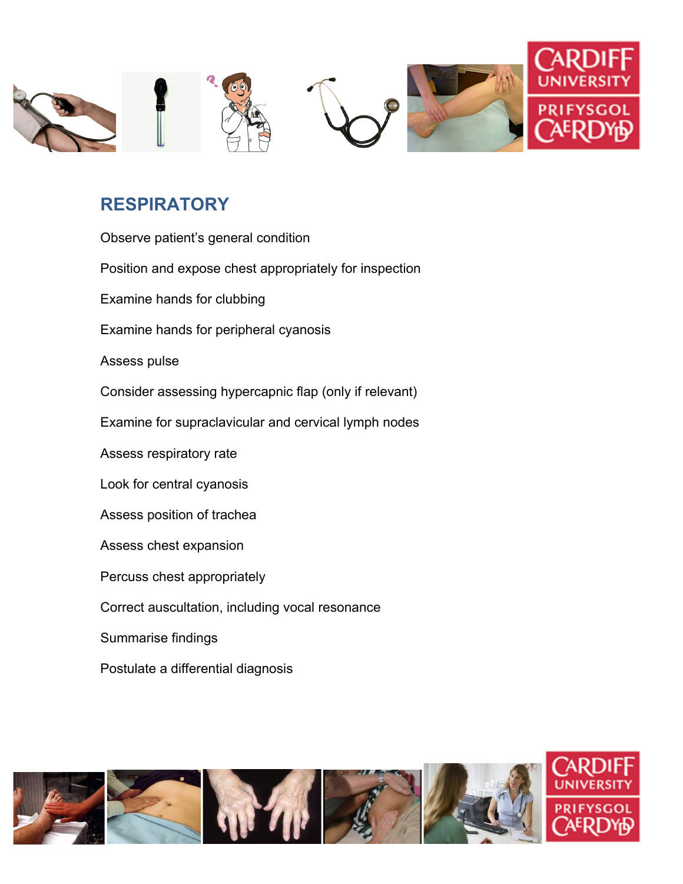## RESPIRATORY

Observe patient's general condition

Position and expose chest appropriately for inspection

Examine hands for clubbing

Examine hands for peripheral cyanosis

Assess pulse

Consider assessing hypercapnic flap (only if relevant)

Examine for supraclavicular and cervical lymph nodes

Assess respiratory rate

Look for central cyanosis

Assess position of trachea

Assess chest expansion

Percuss chest appropriately

Correct auscultation, including vocal resonance

Summarise findings

Postulate a differential diagnosis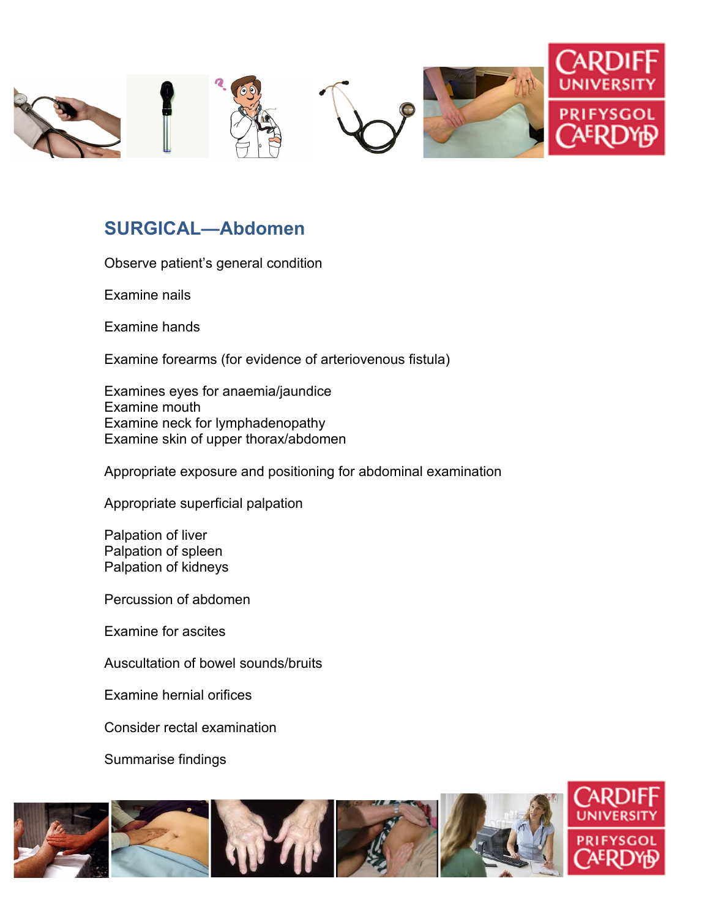## SURGICAL—Abdomen

Observe patient's general condition

Examine nails

Examine hands

Examine forearms (for evidence of arteriovenous fistula)

Examines eyes for anaemia/jaundice
Examine mouth
Examine neck for lymphadenopathy
Examine skin of upper thorax/abdomen

Appropriate exposure and positioning for abdominal examination

Appropriate superficial palpation

Palpation of liver
Palpation of spleen
Palpation of kidneys

Percussion of abdomen

Examine for ascites

Auscultation of bowel sounds/bruits

Examine hernial orifices

Consider rectal examination

Summarise findings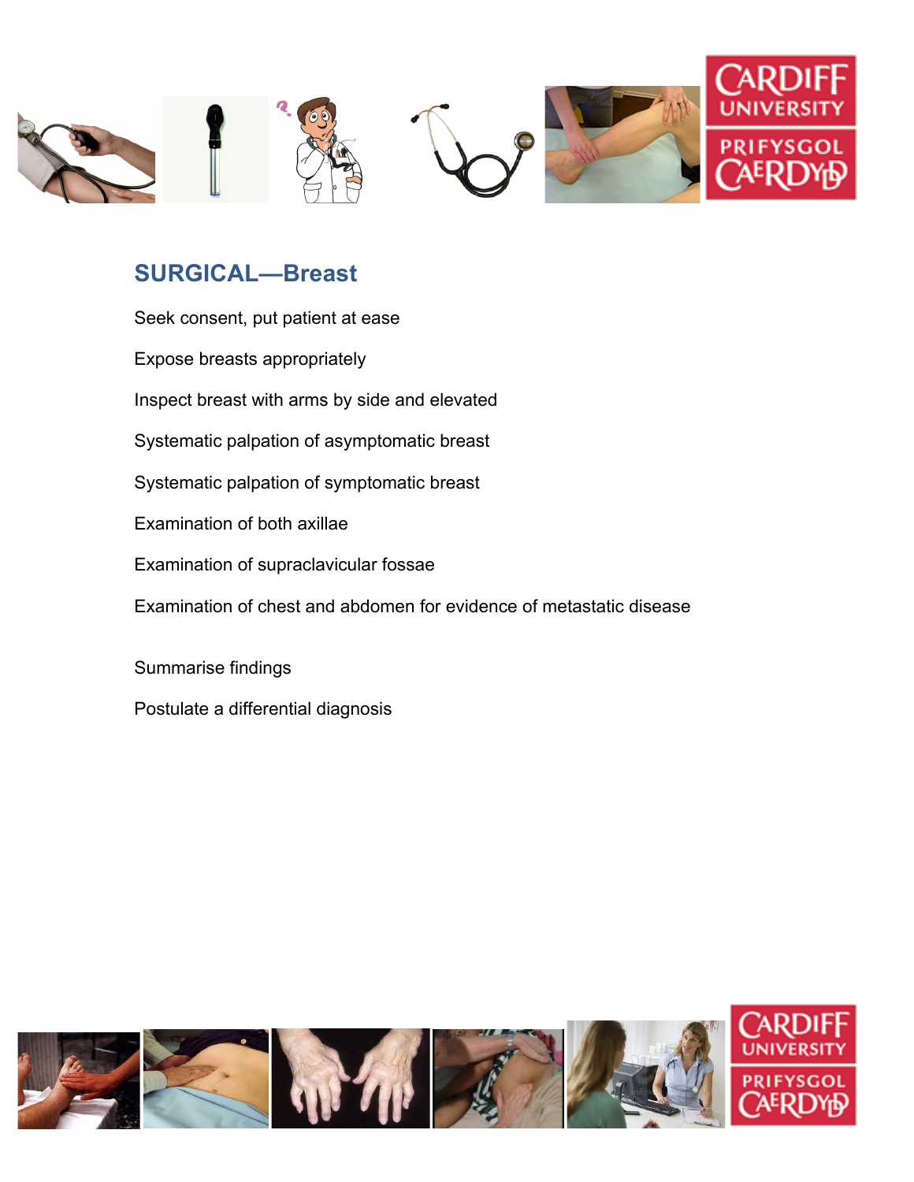## SURGICAL—Breast

Seek consent, put patient at ease

Expose breasts appropriately

Inspect breast with arms by side and elevated

Systematic palpation of asymptomatic breast

Systematic palpation of symptomatic breast

Examination of both axillae

Examination of supraclavicular fossae

Examination of chest and abdomen for evidence of metastatic disease

Summarise findings

Postulate a differential diagnosis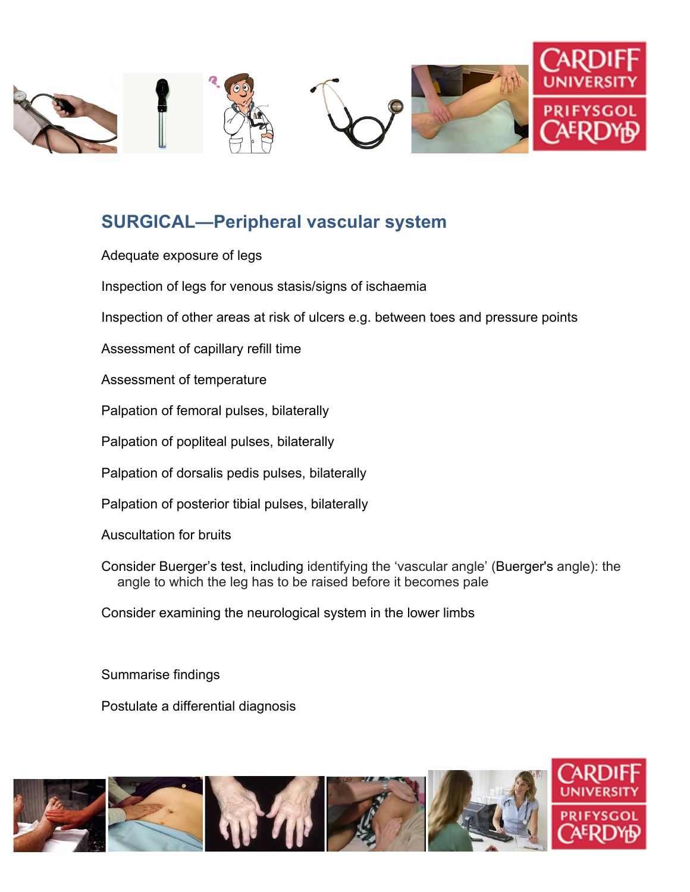## SURGICAL—Peripheral vascular system

Adequate exposure of legs

Inspection of legs for venous stasis/signs of ischaemia

Inspection of other areas at risk of ulcers e.g. between toes and pressure points

Assessment of capillary refill time

Assessment of temperature

Palpation of femoral pulses, bilaterally

Palpation of popliteal pulses, bilaterally

Palpation of dorsalis pedis pulses, bilaterally

Palpation of posterior tibial pulses, bilaterally

Auscultation for bruits

Consider Buerger's test, including identifying the 'vascular angle' (Buerger's angle): the angle to which the leg has to be raised before it becomes pale

Consider examining the neurological system in the lower limbs

Summarise findings

Postulate a differential diagnosis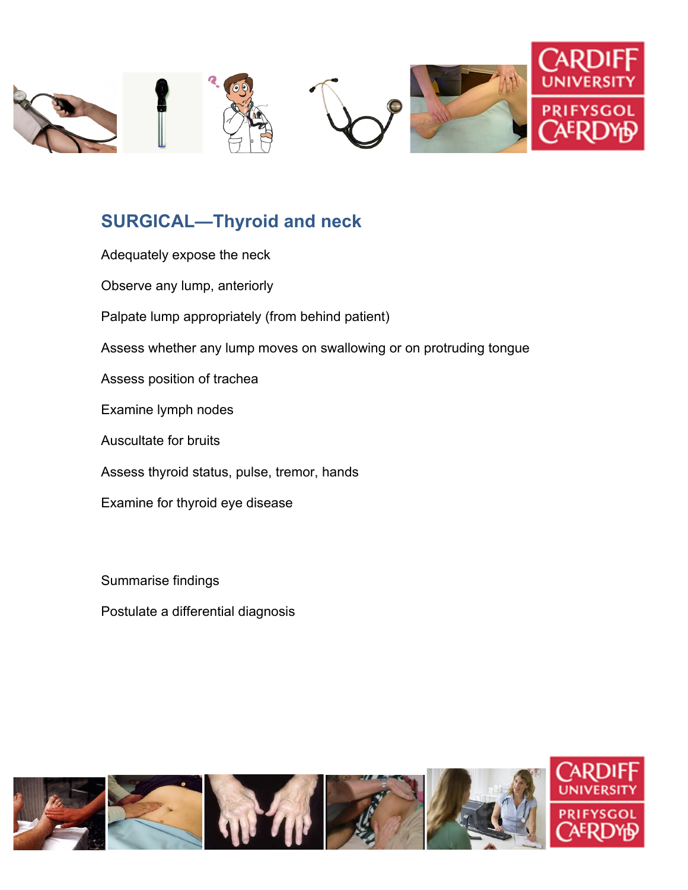## SURGICAL—Thyroid and neck

Adequately expose the neck

Observe any lump, anteriorly

Palpate lump appropriately (from behind patient)

Assess whether any lump moves on swallowing or on protruding tongue

Assess position of trachea

Examine lymph nodes

Auscultate for bruits

Assess thyroid status, pulse, tremor, hands

Examine for thyroid eye disease

Summarise findings

Postulate a differential diagnosis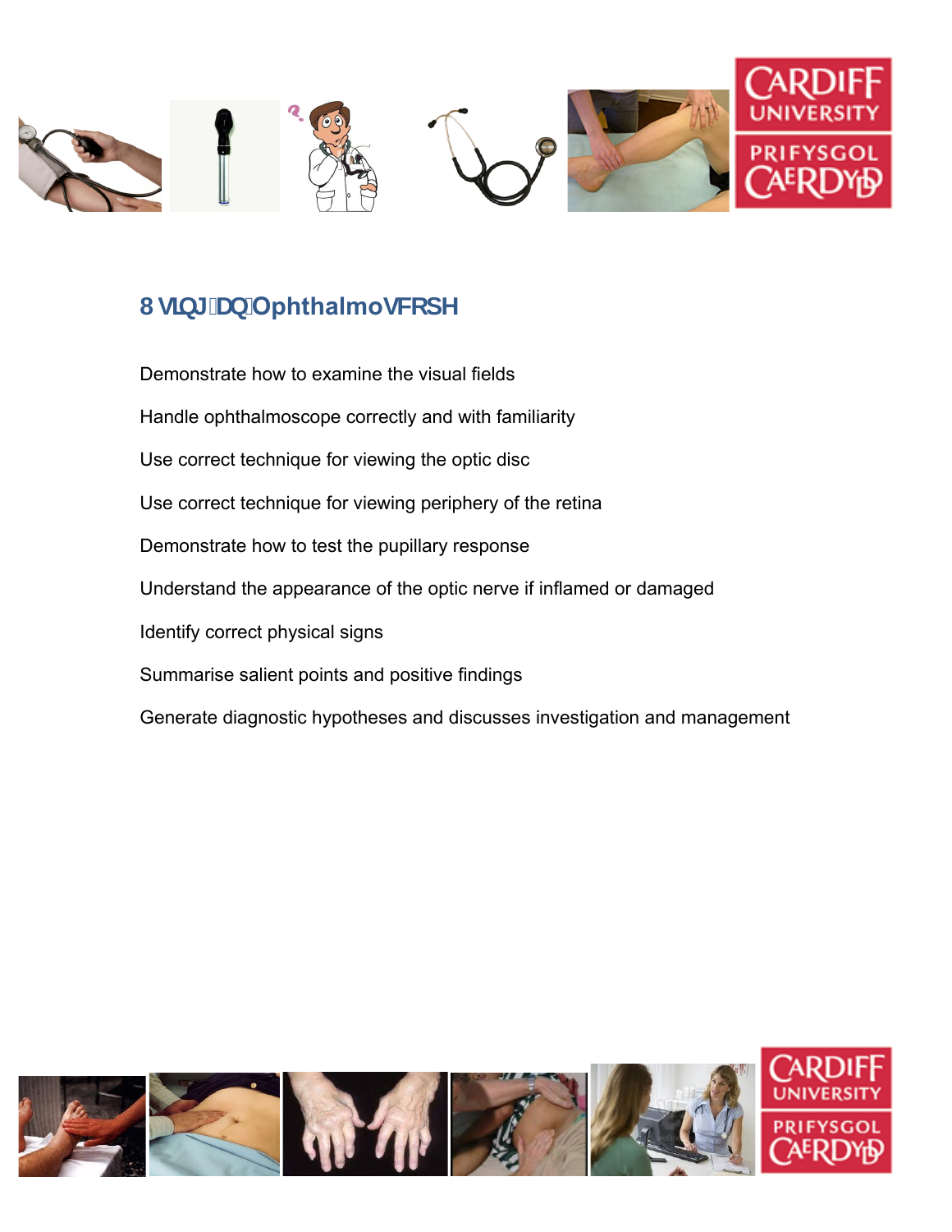## Using an Ophthalmoscope

Demonstrate how to examine the visual fields

Handle ophthalmoscope correctly and with familiarity

Use correct technique for viewing the optic disc

Use correct technique for viewing periphery of the retina

Demonstrate how to test the pupillary response

Understand the appearance of the optic nerve if inflamed or damaged

Identify correct physical signs

Summarise salient points and positive findings

Generate diagnostic hypotheses and discusses investigation and management